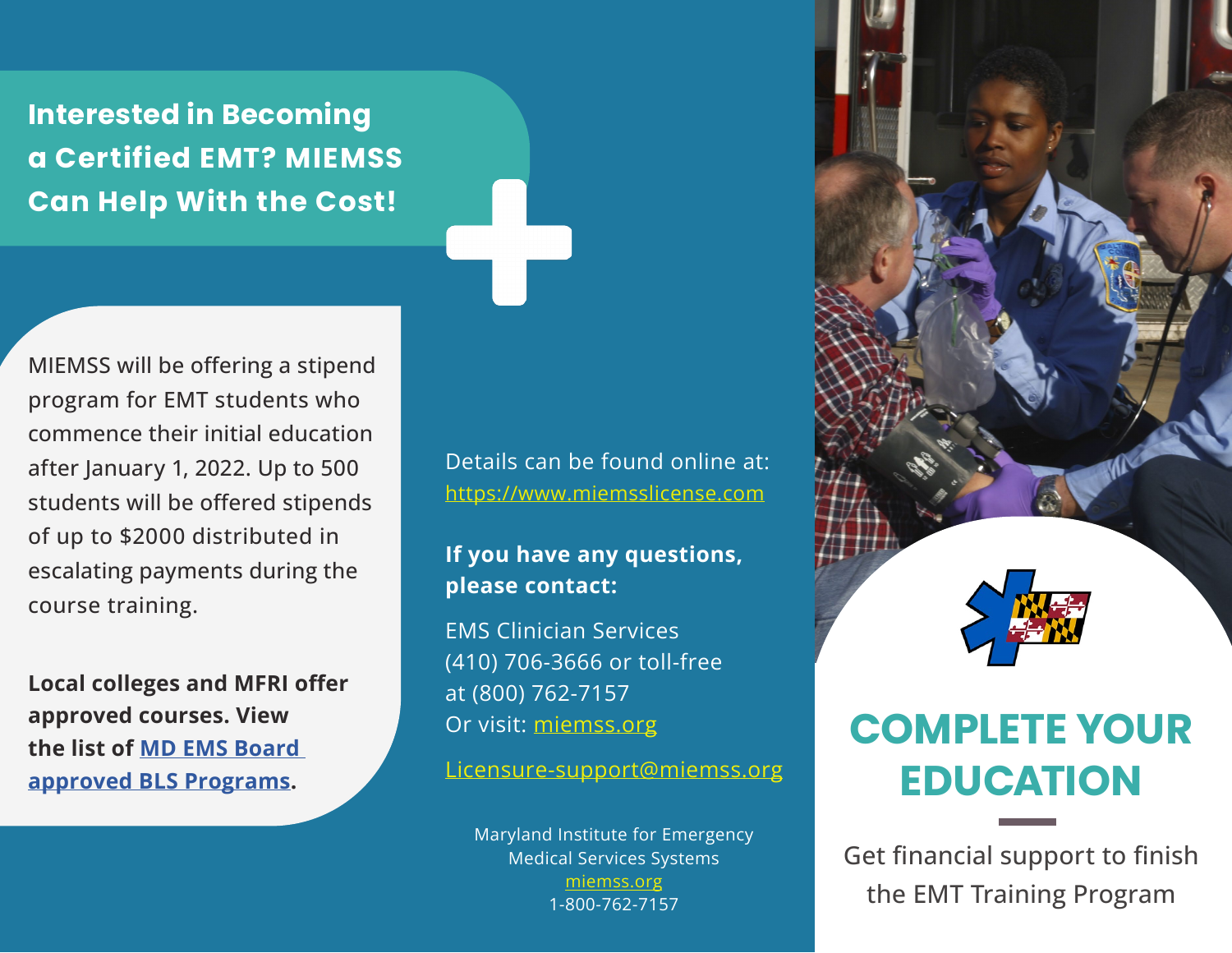## Interested in Becoming a Certified EMT? MIEMSS Can Help With the Cost!

MIEMSS will be offering a stipend program for EMT students who commence their initial education after January 1, 2022. Up to 500 students will be offered stipends of up to $2000 distributed in escalating payments during the course training.

**Local colleges and MFRI offer approved courses. View the list of [MD EMS Board approved BLS Programs](#).**

Details can be found online at: [https://www.miemsslicense.com](https://www.miemsslicense.com)

**If you have any questions, please contact:**

EMS Clinician Services
(410) 706-3666 or toll-free at (800) 762-7157
Or visit: [miemss.org](https://miemss.org)

[Licensure-support@miemss.org](mailto:Licensure-support@miemss.org)

Maryland Institute for Emergency Medical Services Systems
[miemss.org](https://miemss.org)
1-800-762-7157

# COMPLETE YOUR EDUCATION

Get financial support to finish the EMT Training Program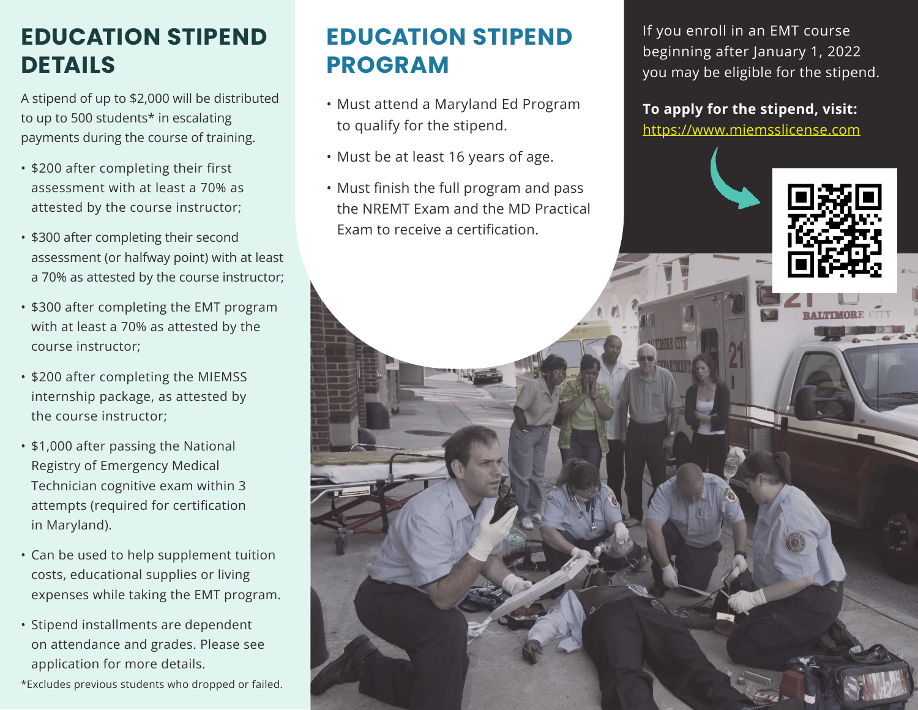## EDUCATION STIPEND DETAILS

A stipend of up to $2,000 will be distributed to up to 500 students* in escalating payments during the course of training.

- $200 after completing their first assessment with at least a 70% as attested by the course instructor;
- $300 after completing their second assessment (or halfway point) with at least a 70% as attested by the course instructor;
- $300 after completing the EMT program with at least a 70% as attested by the course instructor;
- $200 after completing the MIEMSS internship package, as attested by the course instructor;
- $1,000 after passing the National Registry of Emergency Medical Technician cognitive exam within 3 attempts (required for certification in Maryland).
- Can be used to help supplement tuition costs, educational supplies or living expenses while taking the EMT program.
- Stipend installments are dependent on attendance and grades. Please see application for more details.

*Excludes previous students who dropped or failed.

## EDUCATION STIPEND PROGRAM

- Must attend a Maryland Ed Program to qualify for the stipend.
- Must be at least 16 years of age.
- Must finish the full program and pass the NREMT Exam and the MD Practical Exam to receive a certification.

If you enroll in an EMT course beginning after January 1, 2022 you may be eligible for the stipend.

**To apply for the stipend, visit:**
https://www.miemsslicense.com